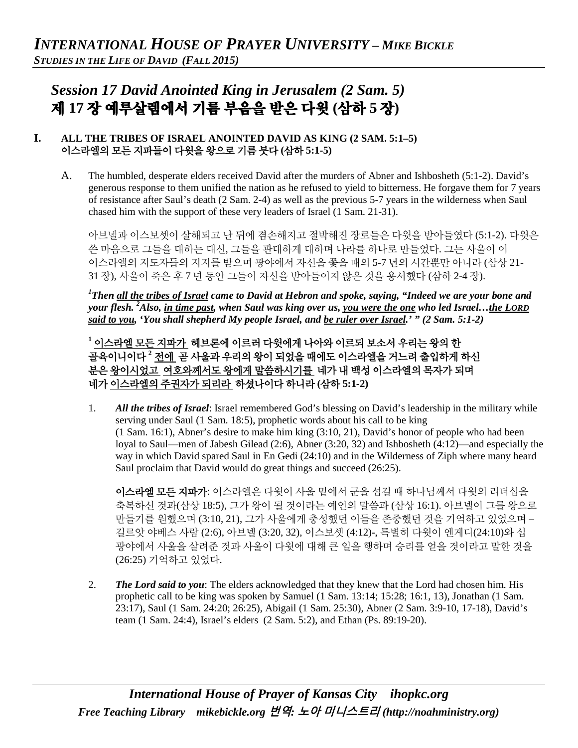# *INTERNATIONAL HOUSE OF PRAYER UNIVERSITY – MIKE BICKLE*
***STUDIES IN THE LIFE OF DAVID (FALL 2015)***

## *Session 17 David Anointed King in Jerusalem (2 Sam. 5)*
## 제 17 장 예루살렘에서 기름 부음을 받은 다윗 (삼하 5 장)

### I. ALL THE TRIBES OF ISRAEL ANOINTED DAVID AS KING (2 SAM. 5:1–5) 이스라엘의 모든 지파들이 다윗을 왕으로 기름 붓다 (삼하 5:1-5)

A. The humbled, desperate elders received David after the murders of Abner and Ishbosheth (5:1-2). David's generous response to them unified the nation as he refused to yield to bitterness. He forgave them for 7 years of resistance after Saul's death (2 Sam. 2-4) as well as the previous 5-7 years in the wilderness when Saul chased him with the support of these very leaders of Israel (1 Sam. 21-31).

아브넬과 이스보셋이 살해되고 난 뒤에 겸손해지고 절박해진 장로들은 다윗을 받아들였다 (5:1-2). 다윗은 쓴 마음으로 그들을 대하는 대신, 그들을 관대하게 대하며 나라를 하나로 만들었다. 그는 사울이 이 이스라엘의 지도자들의 지지를 받으며 광야에서 자신을 쫓을 때의 5-7 년의 시간뿐만 아니라 (삼상 21-31 장), 사울이 죽은 후 7 년 동안 그들이 자신을 받아들이지 않은 것을 용서했다 (삼하 2-4 장).

***[1]Then <u>all the tribes of Israel</u> came to David at Hebron and spoke, saying, "Indeed we are your bone and your flesh. [2]Also, <u>in time past</u>, when Saul was king over us, <u>you were the one</u> who led Israel…<u>the LORD said to you</u>, 'You shall shepherd My people Israel, and <u>be ruler over Israel</u>.' " (2 Sam. 5:1-2)***

**[1] <u>이스라엘 모든 지파가</u> 헤브론에 이르러 다윗에게 나아와 이르되 보소서 우리는 왕의 한 골육이니이다 [2] <u>전에</u> 곧 사울과 우리의 왕이 되었을 때에도 이스라엘을 거느려 출입하게 하신 분은 <u>왕이시었고</u> <u>여호와께서도 왕에게 말씀하시기를</u> 네가 내 백성 이스라엘의 목자가 되며 네가 <u>이스라엘의 주권자가 되리라</u> 하셨나이다 하니라 (삼하 5:1-2)**

1. ***All the tribes of Israel***: Israel remembered God's blessing on David's leadership in the military while serving under Saul (1 Sam. 18:5), prophetic words about his call to be king (1 Sam. 16:1), Abner's desire to make him king (3:10, 21), David's honor of people who had been loyal to Saul—men of Jabesh Gilead (2:6), Abner (3:20, 32) and Ishbosheth (4:12)—and especially the way in which David spared Saul in En Gedi (24:10) and in the Wilderness of Ziph where many heard Saul proclaim that David would do great things and succeed (26:25).

   **이스라엘 모든 지파가**: 이스라엘은 다윗이 사울 밑에서 군을 섬길 때 하나님께서 다윗의 리더십을 축복하신 것과(삼상 18:5), 그가 왕이 될 것이라는 예언의 말씀과 (삼상 16:1). 아브넬이 그를 왕으로 만들기를 원했으며 (3:10, 21), 그가 사울에게 충성했던 이들을 존중했던 것을 기억하고 있었으며 – 길르앗 야베스 사람 (2:6), 아브넬 (3:20, 32), 이스보셋 (4:12)-, 특별히 다윗이 엔게디(24:10)와 십 광야에서 사울을 살려준 것과 사울이 다윗에 대해 큰 일을 행하며 승리를 얻을 것이라고 말한 것을 (26:25) 기억하고 있었다.

2. ***The Lord said to you***: The elders acknowledged that they knew that the Lord had chosen him. His prophetic call to be king was spoken by Samuel (1 Sam. 13:14; 15:28; 16:1, 13), Jonathan (1 Sam. 23:17), Saul (1 Sam. 24:20; 26:25), Abigail (1 Sam. 25:30), Abner (2 Sam. 3:9-10, 17-18), David's team (1 Sam. 24:4), Israel's elders (2 Sam. 5:2), and Ethan (Ps. 89:19-20).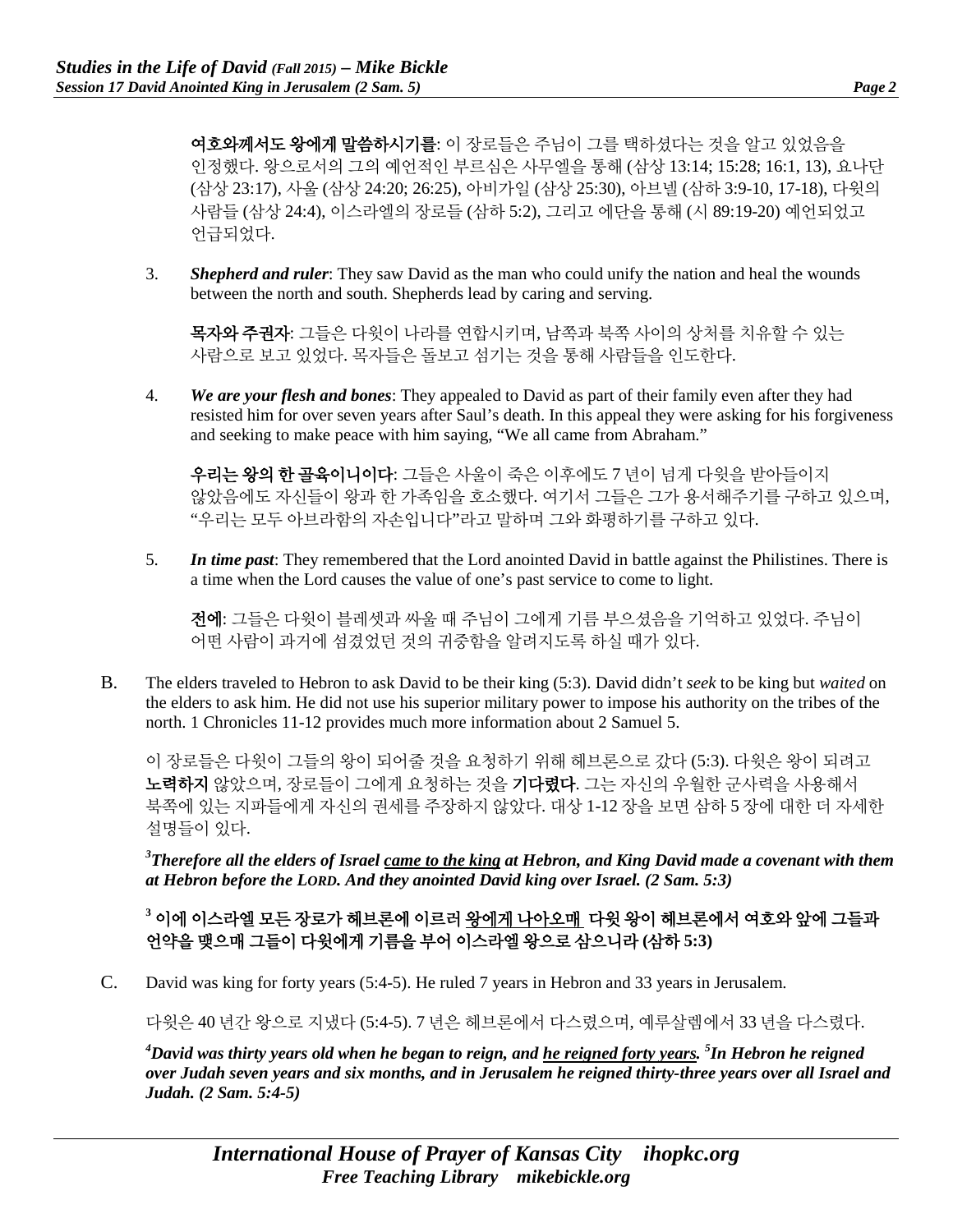**여호와께서도 왕에게 말씀하시기를**: 이 장로들은 주님이 그를 택하셨다는 것을 알고 있었음을 인정했다. 왕으로서의 그의 예언적인 부르심은 사무엘을 통해 (삼상 13:14; 15:28; 16:1, 13), 요나단 (삼상 23:17), 사울 (삼상 24:20; 26:25), 아비가일 (삼상 25:30), 아브넬 (삼하 3:9-10, 17-18), 다윗의 사람들 (삼상 24:4), 이스라엘의 장로들 (삼하 5:2), 그리고 에단을 통해 (시 89:19-20) 예언되었고 언급되었다.

3. ***Shepherd and ruler***: They saw David as the man who could unify the nation and heal the wounds between the north and south. Shepherds lead by caring and serving.

   **목자와 주권자**: 그들은 다윗이 나라를 연합시키며, 남쪽과 북쪽 사이의 상처를 치유할 수 있는 사람으로 보고 있었다. 목자들은 돌보고 섬기는 것을 통해 사람들을 인도한다.

4. ***We are your flesh and bones***: They appealed to David as part of their family even after they had resisted him for over seven years after Saul's death. In this appeal they were asking for his forgiveness and seeking to make peace with him saying, "We all came from Abraham."

   **우리는 왕의 한 골육이니이다**: 그들은 사울이 죽은 이후에도 7 년이 넘게 다윗을 받아들이지 않았음에도 자신들이 왕과 한 가족임을 호소했다. 여기서 그들은 그가 용서해주기를 구하고 있으며, "우리는 모두 아브라함의 자손입니다"라고 말하며 그와 화평하기를 구하고 있다.

5. ***In time past***: They remembered that the Lord anointed David in battle against the Philistines. There is a time when the Lord causes the value of one's past service to come to light.

   **전에**: 그들은 다윗이 블레셋과 싸울 때 주님이 그에게 기름 부으셨음을 기억하고 있었다. 주님이 어떤 사람이 과거에 섬겼었던 것의 귀중함을 알려지도록 하실 때가 있다.

B. The elders traveled to Hebron to ask David to be their king (5:3). David didn't *seek* to be king but *waited* on the elders to ask him. He did not use his superior military power to impose his authority on the tribes of the north. 1 Chronicles 11-12 provides much more information about 2 Samuel 5.

이 장로들은 다윗이 그들의 왕이 되어줄 것을 요청하기 위해 헤브론으로 갔다 (5:3). 다윗은 왕이 되려고 **노력하지** 않았으며, 장로들이 그에게 요청하는 것을 **기다렸다**. 그는 자신의 우월한 군사력을 사용해서 북쪽에 있는 지파들에게 자신의 권세를 주장하지 않았다. 대상 1-12 장을 보면 삼하 5 장에 대한 더 자세한 설명들이 있다.

***[3]Therefore all the elders of Israel <u>came to the king</u> at Hebron, and King David made a covenant with them at Hebron before the LORD. And they anointed David king over Israel. (2 Sam. 5:3)***

**[3] 이에 이스라엘 모든 장로가 헤브론에 이르러 <u>왕에게 나아오매</u> 다윗 왕이 헤브론에서 여호와 앞에 그들과 언약을 맺으매 그들이 다윗에게 기름을 부어 이스라엘 왕으로 삼으니라 (삼하 5:3)**

C. David was king for forty years (5:4-5). He ruled 7 years in Hebron and 33 years in Jerusalem.

다윗은 40 년간 왕으로 지냈다 (5:4-5). 7 년은 헤브론에서 다스렸으며, 예루살렘에서 33 년을 다스렸다.

***[4]David was thirty years old when he began to reign, and <u>he reigned forty years</u>. [5]In Hebron he reigned over Judah seven years and six months, and in Jerusalem he reigned thirty-three years over all Israel and Judah. (2 Sam. 5:4-5)***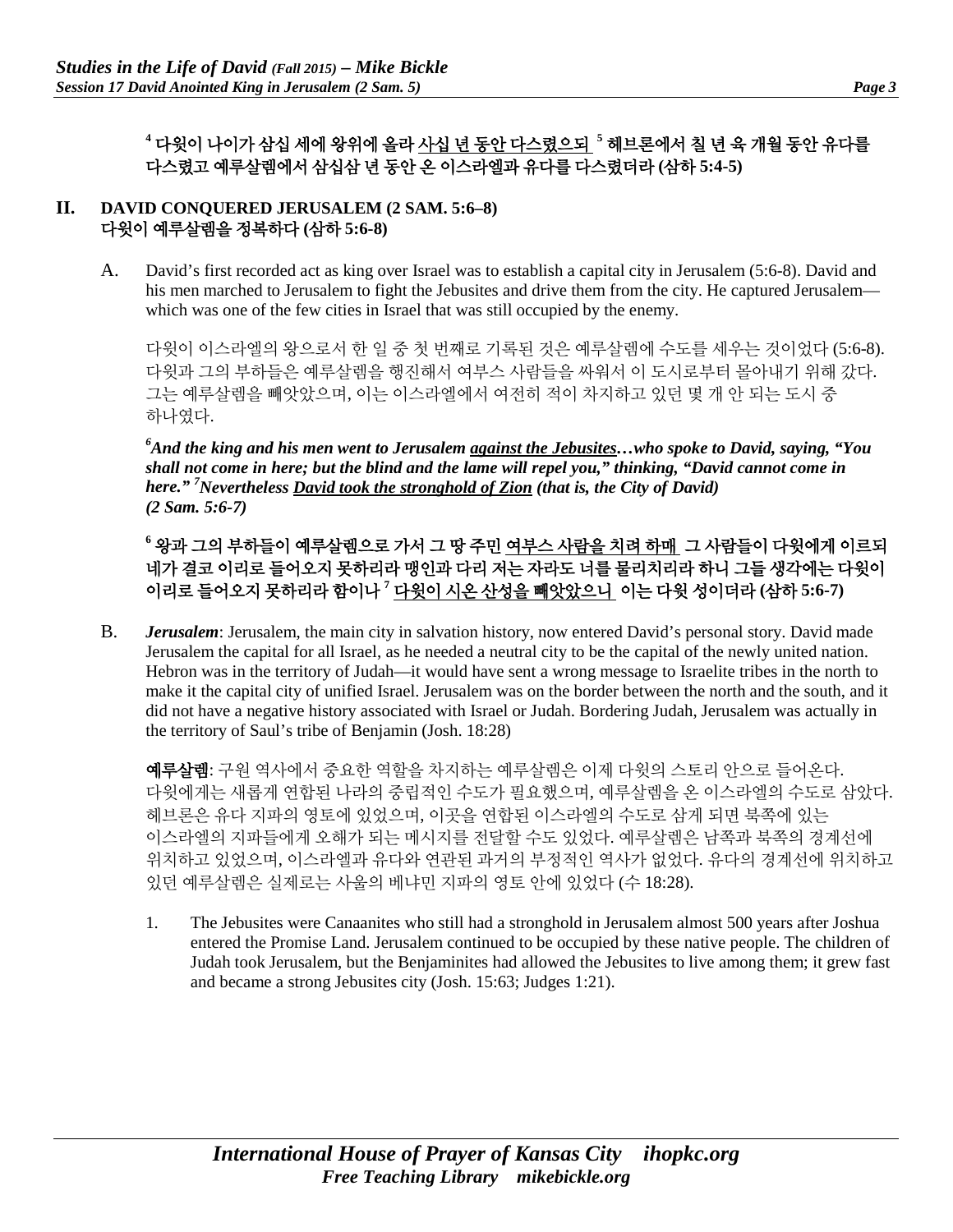**[4] 다윗이 나이가 삼십 세에 왕위에 올라 <u>사십 년 동안 다스렸으되</u> [5] 헤브론에서 칠 년 육 개월 동안 유다를 다스렸고 예루살렘에서 삼십삼 년 동안 온 이스라엘과 유다를 다스렸더라 (삼하 5:4-5)**

## II. DAVID CONQUERED JERUSALEM (2 SAM. 5:6–8)
## 다윗이 예루살렘을 정복하다 (삼하 5:6-8)

A. David's first recorded act as king over Israel was to establish a capital city in Jerusalem (5:6-8). David and his men marched to Jerusalem to fight the Jebusites and drive them from the city. He captured Jerusalem—which was one of the few cities in Israel that was still occupied by the enemy.

다윗이 이스라엘의 왕으로서 한 일 중 첫 번째로 기록된 것은 예루살렘에 수도를 세우는 것이었다 (5:6-8). 다윗과 그의 부하들은 예루살렘을 행진해서 여부스 사람들을 싸워서 이 도시로부터 몰아내기 위해 갔다. 그는 예루살렘을 빼앗았으며, 이는 이스라엘에서 여전히 적이 차지하고 있던 몇 개 안 되는 도시 중 하나였다.

***[6]And the king and his men went to Jerusalem <u>against the Jebusites</u>…who spoke to David, saying, "You shall not come in here; but the blind and the lame will repel you," thinking, "David cannot come in here." [7]Nevertheless <u>David took the stronghold of Zion</u> (that is, the City of David) (2 Sam. 5:6-7)***

**[6] 왕과 그의 부하들이 예루살렘으로 가서 그 땅 주민 <u>여부스 사람을 치려 하매</u> 그 사람들이 다윗에게 이르되 네가 결코 이리로 들어오지 못하리라 맹인과 다리 저는 자라도 너를 물리치리라 하니 그들 생각에는 다윗이 이리로 들어오지 못하리라 함이나 [7] <u>다윗이 시온 산성을 빼앗았으니</u> 이는 다윗 성이더라 (삼하 5:6-7)**

B. ***Jerusalem***: Jerusalem, the main city in salvation history, now entered David's personal story. David made Jerusalem the capital for all Israel, as he needed a neutral city to be the capital of the newly united nation. Hebron was in the territory of Judah—it would have sent a wrong message to Israelite tribes in the north to make it the capital city of unified Israel. Jerusalem was on the border between the north and the south, and it did not have a negative history associated with Israel or Judah. Bordering Judah, Jerusalem was actually in the territory of Saul's tribe of Benjamin (Josh. 18:28)

**예루살렘**: 구원 역사에서 중요한 역할을 차지하는 예루살렘은 이제 다윗의 스토리 안으로 들어온다. 다윗에게는 새롭게 연합된 나라의 중립적인 수도가 필요했으며, 예루살렘을 온 이스라엘의 수도로 삼았다. 헤브론은 유다 지파의 영토에 있었으며, 이곳을 연합된 이스라엘의 수도로 삼게 되면 북쪽에 있는 이스라엘의 지파들에게 오해가 되는 메시지를 전달할 수도 있었다. 예루살렘은 남쪽과 북쪽의 경계선에 위치하고 있었으며, 이스라엘과 유다와 연관된 과거의 부정적인 역사가 없었다. 유다의 경계선에 위치하고 있던 예루살렘은 실제로는 사울의 베냐민 지파의 영토 안에 있었다 (수 18:28).

1. The Jebusites were Canaanites who still had a stronghold in Jerusalem almost 500 years after Joshua entered the Promise Land. Jerusalem continued to be occupied by these native people. The children of Judah took Jerusalem, but the Benjaminites had allowed the Jebusites to live among them; it grew fast and became a strong Jebusites city (Josh. 15:63; Judges 1:21).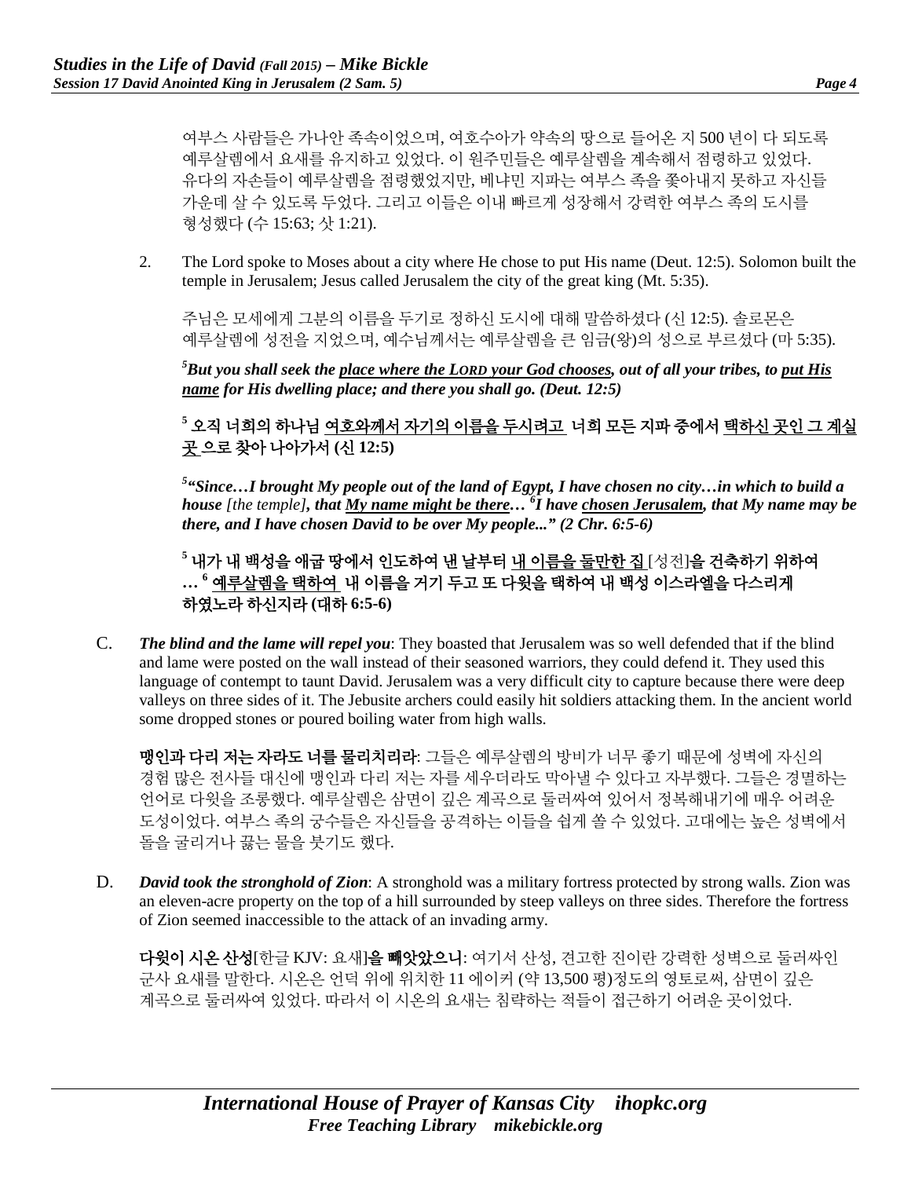여부스 사람들은 가나안 족속이었으며, 여호수아가 약속의 땅으로 들어온 지 500 년이 다 되도록 예루살렘에서 요새를 유지하고 있었다. 이 원주민들은 예루살렘을 계속해서 점령하고 있었다. 유다의 자손들이 예루살렘을 점령했었지만, 베냐민 지파는 여부스 족을 쫓아내지 못하고 자신들 가운데 살 수 있도록 두었다. 그리고 이들은 이내 빠르게 성장해서 강력한 여부스 족의 도시를 형성했다 (수 15:63; 삿 1:21).

2. The Lord spoke to Moses about a city where He chose to put His name (Deut. 12:5). Solomon built the temple in Jerusalem; Jesus called Jerusalem the city of the great king (Mt. 5:35).

   주님은 모세에게 그분의 이름을 두기로 정하신 도시에 대해 말씀하셨다 (신 12:5). 솔로몬은 예루살렘에 성전을 지었으며, 예수님께서는 예루살렘을 큰 임금(왕)의 성으로 부르셨다 (마 5:35).

   ***[5]But you shall seek the <u>place where the LORD your God chooses</u>, out of all your tribes, to <u>put His name</u> for His dwelling place; and there you shall go. (Deut. 12:5)***

   **[5] 오직 너희의 하나님 <u>여호와께서 자기의 이름을 두시려고</u> 너희 모든 지파 중에서 <u>택하신 곳인 그 계실 곳</u> 으로 찾아 나아가서 (신 12:5)**

   ***[5]"Since…I brought My people out of the land of Egypt, I have chosen no city…in which to build a house** [the temple]**, that <u>My name might be there</u>… [6]I have <u>chosen Jerusalem</u>, that My name may be there, and I have chosen David to be over My people..." (2 Chr. 6:5-6)***

   **[5] 내가 내 백성을 애굽 땅에서 인도하여 낸 날부터 <u>내 이름을 둘만한 집</u>** [성전]**을 건축하기 위하여 … [6] <u>예루살렘을 택하여</u> 내 이름을 거기 두고 또 다윗을 택하여 내 백성 이스라엘을 다스리게 하였노라 하신지라 (대하 6:5-6)**

C. ***The blind and the lame will repel you***: They boasted that Jerusalem was so well defended that if the blind and lame were posted on the wall instead of their seasoned warriors, they could defend it. They used this language of contempt to taunt David. Jerusalem was a very difficult city to capture because there were deep valleys on three sides of it. The Jebusite archers could easily hit soldiers attacking them. In the ancient world some dropped stones or poured boiling water from high walls.

   **맹인과 다리 저는 자라도 너를 물리치리라**: 그들은 예루살렘의 방비가 너무 좋기 때문에 성벽에 자신의 경험 많은 전사들 대신에 맹인과 다리 저는 자를 세우더라도 막아낼 수 있다고 자부했다. 그들은 경멸하는 언어로 다윗을 조롱했다. 예루살렘은 삼면이 깊은 계곡으로 둘러싸여 있어서 정복해내기에 매우 어려운 도성이었다. 여부스 족의 궁수들은 자신들을 공격하는 이들을 쉽게 쏠 수 있었다. 고대에는 높은 성벽에서 돌을 굴리거나 끓는 물을 붓기도 했다.

D. ***David took the stronghold of Zion***: A stronghold was a military fortress protected by strong walls. Zion was an eleven-acre property on the top of a hill surrounded by steep valleys on three sides. Therefore the fortress of Zion seemed inaccessible to the attack of an invading army.

   **다윗이 시온 산성**[한글 KJV: 요새]**을 빼앗았으니**: 여기서 산성, 견고한 진이란 강력한 성벽으로 둘러싸인 군사 요새를 말한다. 시온은 언덕 위에 위치한 11 에이커 (약 13,500 평)정도의 영토로써, 삼면이 깊은 계곡으로 둘러싸여 있었다. 따라서 이 시온의 요새는 침략하는 적들이 접근하기 어려운 곳이었다.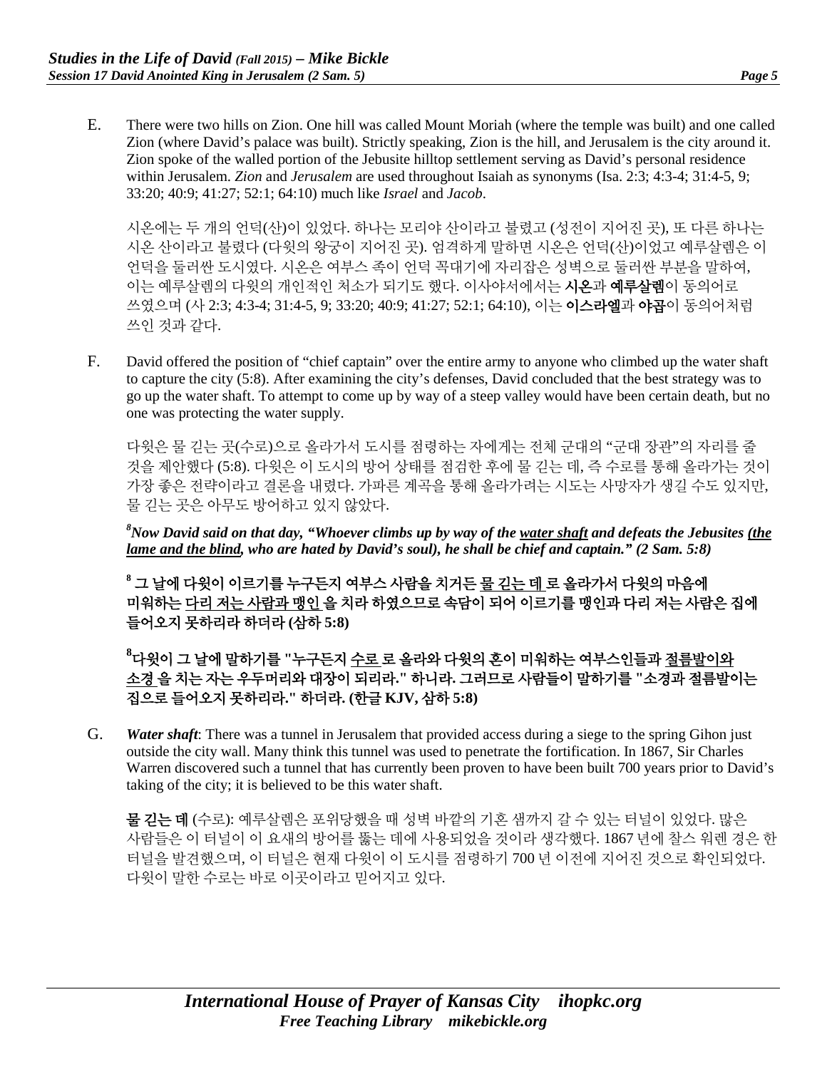E. There were two hills on Zion. One hill was called Mount Moriah (where the temple was built) and one called Zion (where David's palace was built). Strictly speaking, Zion is the hill, and Jerusalem is the city around it. Zion spoke of the walled portion of the Jebusite hilltop settlement serving as David's personal residence within Jerusalem. *Zion* and *Jerusalem* are used throughout Isaiah as synonyms (Isa. 2:3; 4:3-4; 31:4-5, 9; 33:20; 40:9; 41:27; 52:1; 64:10) much like *Israel* and *Jacob*.

시온에는 두 개의 언덕(산)이 있었다. 하나는 모리야 산이라고 불렸고 (성전이 지어진 곳), 또 다른 하나는 시온 산이라고 불렸다 (다윗의 왕궁이 지어진 곳). 엄격하게 말하면 시온은 언덕(산)이었고 예루살렘은 이 언덕을 둘러싼 도시였다. 시온은 여부스 족이 언덕 꼭대기에 자리잡은 성벽으로 둘러싼 부분을 말하여, 이는 예루살렘의 다윗의 개인적인 처소가 되기도 했다. 이사야서에서는 **시온**과 **예루살렘**이 동의어로 쓰였으며 (사 2:3; 4:3-4; 31:4-5, 9; 33:20; 40:9; 41:27; 52:1; 64:10), 이는 **이스라엘**과 **야곱**이 동의어처럼 쓰인 것과 같다.

F. David offered the position of "chief captain" over the entire army to anyone who climbed up the water shaft to capture the city (5:8). After examining the city's defenses, David concluded that the best strategy was to go up the water shaft. To attempt to come up by way of a steep valley would have been certain death, but no one was protecting the water supply.

다윗은 물 긷는 곳(수로)으로 올라가서 도시를 점령하는 자에게는 전체 군대의 "군대 장관"의 자리를 줄 것을 제안했다 (5:8). 다윗은 이 도시의 방어 상태를 점검한 후에 물 긷는 데, 즉 수로를 통해 올라가는 것이 가장 좋은 전략이라고 결론을 내렸다. 가파른 계곡을 통해 올라가려는 시도는 사망자가 생길 수도 있지만, 물 긷는 곳은 아무도 방어하고 있지 않았다.

***[8]Now David said on that day, "Whoever climbs up by way of the <u>water shaft</u> and defeats the Jebusites <u>(the lame and the blind</u>, who are hated by David's soul), he shall be chief and captain." (2 Sam. 5:8)***

**[8] 그 날에 다윗이 이르기를 누구든지 여부스 사람을 치거든 <u>물 긷는 데</u> 로 올라가서 다윗의 마음에 미워하는 <u>다리 저는 사람과 맹인</u> 을 치라 하였으므로 속담이 되어 이르기를 맹인과 다리 저는 사람은 집에 들어오지 못하리라 하더라 (삼하 5:8)**

**[8]다윗이 그 날에 말하기를 "누구든지 <u>수로</u> 로 올라와 다윗의 혼이 미워하는 여부스인들과 <u>절름발이와 소경</u> 을 치는 자는 우두머리와 대장이 되리라." 하니라. 그러므로 사람들이 말하기를 "소경과 절름발이는 집으로 들어오지 못하리라." 하더라. (한글 KJV, 삼하 5:8)**

G. ***Water shaft***: There was a tunnel in Jerusalem that provided access during a siege to the spring Gihon just outside the city wall. Many think this tunnel was used to penetrate the fortification. In 1867, Sir Charles Warren discovered such a tunnel that has currently been proven to have been built 700 years prior to David's taking of the city; it is believed to be this water shaft.

**물 긷는 데** (수로): 예루살렘은 포위당했을 때 성벽 바깥의 기혼 샘까지 갈 수 있는 터널이 있었다. 많은 사람들은 이 터널이 이 요새의 방어를 뚫는 데에 사용되었을 것이라 생각했다. 1867 년에 찰스 워렌 경은 한 터널을 발견했으며, 이 터널은 현재 다윗이 이 도시를 점령하기 700 년 이전에 지어진 것으로 확인되었다. 다윗이 말한 수로는 바로 이곳이라고 믿어지고 있다.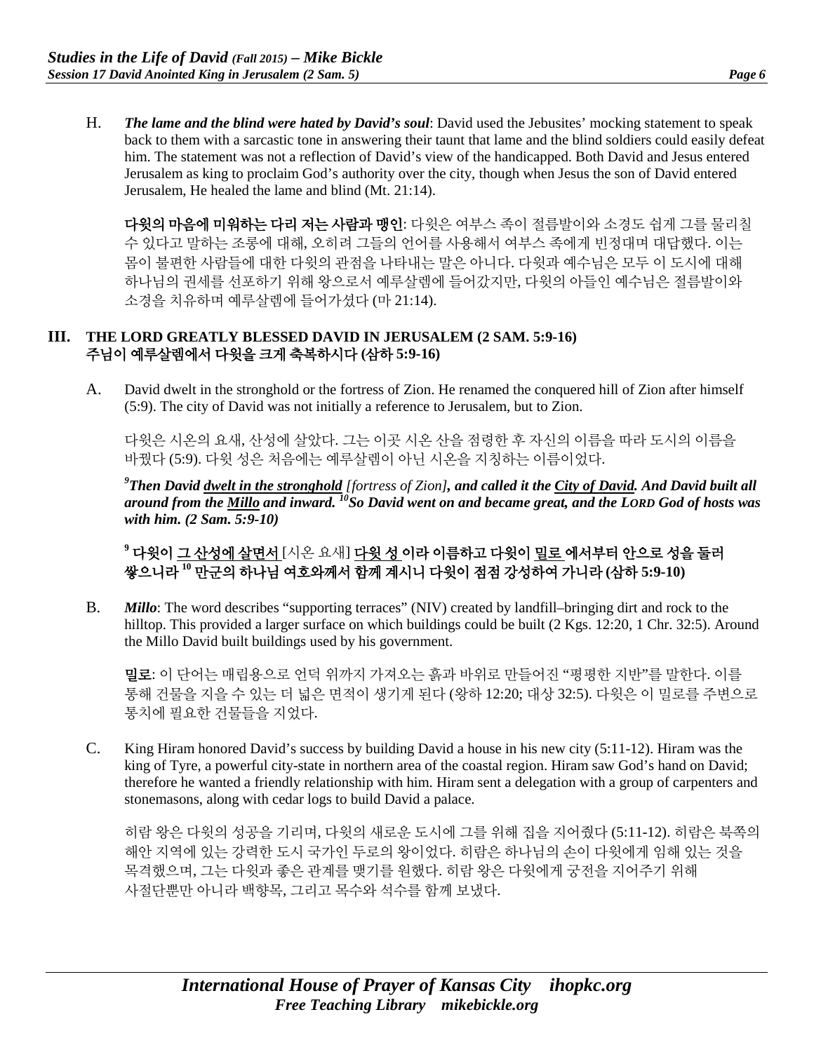H. ***The lame and the blind were hated by David's soul***: David used the Jebusites' mocking statement to speak back to them with a sarcastic tone in answering their taunt that lame and the blind soldiers could easily defeat him. The statement was not a reflection of David's view of the handicapped. Both David and Jesus entered Jerusalem as king to proclaim God's authority over the city, though when Jesus the son of David entered Jerusalem, He healed the lame and blind (Mt. 21:14).

**다윗의 마음에 미워하는 다리 저는 사람과 맹인**: 다윗은 여부스 족이 절름발이와 소경도 쉽게 그를 물리칠 수 있다고 말하는 조롱에 대해, 오히려 그들의 언어를 사용해서 여부스 족에게 빈정대며 대답했다. 이는 몸이 불편한 사람들에 대한 다윗의 관점을 나타내는 말은 아니다. 다윗과 예수님은 모두 이 도시에 대해 하나님의 권세를 선포하기 위해 왕으로서 예루살렘에 들어갔지만, 다윗의 아들인 예수님은 절름발이와 소경을 치유하며 예루살렘에 들어가셨다 (마 21:14).

## III. THE LORD GREATLY BLESSED DAVID IN JERUSALEM (2 SAM. 5:9-16)
## 주님이 예루살렘에서 다윗을 크게 축복하시다 (삼하 5:9-16)

A. David dwelt in the stronghold or the fortress of Zion. He renamed the conquered hill of Zion after himself (5:9). The city of David was not initially a reference to Jerusalem, but to Zion.

다윗은 시온의 요새, 산성에 살았다. 그는 이곳 시온 산을 점령한 후 자신의 이름을 따라 도시의 이름을 바꿨다 (5:9). 다윗 성은 처음에는 예루살렘이 아닌 시온을 지칭하는 이름이었다.

***[9]Then David <u>dwelt in the stronghold</u>** [fortress of Zion]**, and called it the <u>City of David</u>. And David built all around from the <u>Millo</u> and inward. [10]So David went on and became great, and the LORD God of hosts was with him. (2 Sam. 5:9-10)***

**[9] 다윗이 <u>그 산성에 살면서</u>** [시온 요새] **<u>다윗 성</u>이라 이름하고 다윗이 <u>밀로</u>에서부터 안으로 성을 둘러 쌓으니라 [10] 만군의 하나님 여호와께서 함께 계시니 다윗이 점점 강성하여 가니라 (삼하 5:9-10)**

B. ***Millo***: The word describes "supporting terraces" (NIV) created by landfill–bringing dirt and rock to the hilltop. This provided a larger surface on which buildings could be built (2 Kgs. 12:20, 1 Chr. 32:5). Around the Millo David built buildings used by his government.

**밀로**: 이 단어는 매립용으로 언덕 위까지 가져오는 흙과 바위로 만들어진 "평평한 지반"를 말한다. 이를 통해 건물을 지을 수 있는 더 넓은 면적이 생기게 된다 (왕하 12:20; 대상 32:5). 다윗은 이 밀로를 주변으로 통치에 필요한 건물들을 지었다.

C. King Hiram honored David's success by building David a house in his new city (5:11-12). Hiram was the king of Tyre, a powerful city-state in northern area of the coastal region. Hiram saw God's hand on David; therefore he wanted a friendly relationship with him. Hiram sent a delegation with a group of carpenters and stonemasons, along with cedar logs to build David a palace.

히람 왕은 다윗의 성공을 기리며, 다윗의 새로운 도시에 그를 위해 집을 지어줬다 (5:11-12). 히람은 북쪽의 해안 지역에 있는 강력한 도시 국가인 두로의 왕이었다. 히람은 하나님의 손이 다윗에게 임해 있는 것을 목격했으며, 그는 다윗과 좋은 관계를 맺기를 원했다. 히람 왕은 다윗에게 궁전을 지어주기 위해 사절단뿐만 아니라 백향목, 그리고 목수와 석수를 함께 보냈다.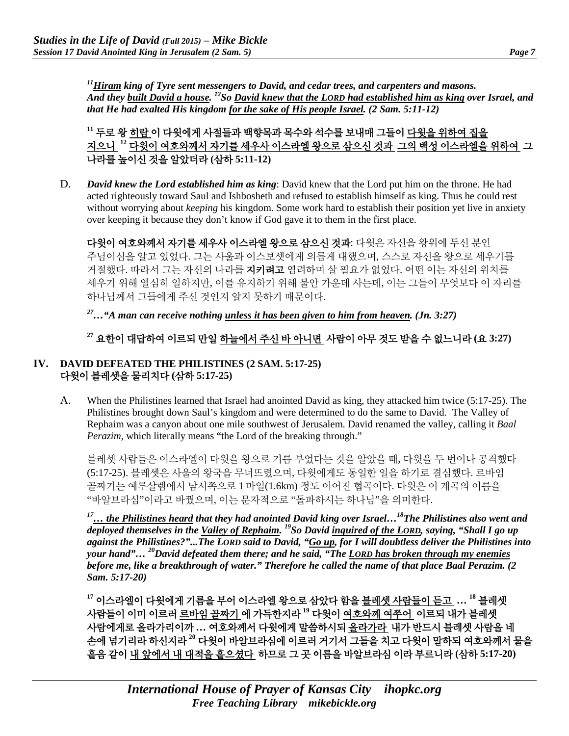*[11]__Hiram__ king of Tyre sent messengers to David, and cedar trees, and carpenters and masons. And they __built David a house__. [12]So __David knew that the LORD had established him as king__ over Israel, and that He had exalted His kingdom __for the sake of His people Israel__. (2 Sam. 5:11-12)*

**[11] 두로 왕 <u>히람</u> 이 다윗에게 사절들과 백향목과 목수와 석수를 보내매 그들이 <u>다윗을 위하여 집을 지으니</u> [12] <u>다윗이 여호와께서 자기를 세우사 이스라엘 왕으로 삼으신 것과</u> <u>그의 백성 이스라엘을 위하여</u> 그 나라를 높이신 것을 알았더라 (삼하 5:11-12)**

D. ***David knew the Lord established him as king***: David knew that the Lord put him on the throne. He had acted righteously toward Saul and Ishbosheth and refused to establish himself as king. Thus he could rest without worrying about *keeping* his kingdom. Some work hard to establish their position yet live in anxiety over keeping it because they don't know if God gave it to them in the first place.

**다윗이 여호와께서 자기를 세우사 이스라엘 왕으로 삼으신 것과**: 다윗은 자신을 왕위에 두신 분인 주님이심을 알고 있었다. 그는 사울과 이스보셋에게 의롭게 대했으며, 스스로 자신을 왕으로 세우기를 거절했다. 따라서 그는 자신의 나라를 **지키려고** 염려하며 살 필요가 없었다. 어떤 이는 자신의 위치를 세우기 위해 열심히 일하지만, 이를 유지하기 위해 불안 가운데 사는데, 이는 그들이 무엇보다 이 자리를 하나님께서 그들에게 주신 것인지 알지 못하기 때문이다.

*[27]…"A man can receive nothing __unless it has been given to him from heaven__. (Jn. 3:27)*

**[27] 요한이 대답하여 이르되 만일 <u>하늘에서 주신 바 아니면</u> 사람이 아무 것도 받을 수 없느니라 (요 3:27)**

## IV. DAVID DEFEATED THE PHILISTINES (2 SAM. 5:17-25)
## 다윗이 블레셋을 물리치다 (삼하 5:17-25)

A. When the Philistines learned that Israel had anointed David as king, they attacked him twice (5:17-25). The Philistines brought down Saul's kingdom and were determined to do the same to David. The Valley of Rephaim was a canyon about one mile southwest of Jerusalem. David renamed the valley, calling it *Baal Perazim,* which literally means "the Lord of the breaking through."

블레셋 사람들은 이스라엘이 다윗을 왕으로 기름 부었다는 것을 알았을 때, 다윗을 두 번이나 공격했다 (5:17-25). 블레셋은 사울의 왕국을 무너뜨렸으며, 다윗에게도 동일한 일을 하기로 결심했다. 르바임 골짜기는 예루살렘에서 남서쪽으로 1 마일(1.6km) 정도 이어진 협곡이다. 다윗은 이 계곡의 이름을 "바알브라심"이라고 바꿨으며, 이는 문자적으로 "돌파하시는 하나님"을 의미한다.

*[17]__… the Philistines heard__ that they had anointed David king over Israel…[18]The Philistines also went and deployed themselves in the __Valley of Rephaim__. [19]So David __inquired of the LORD__, saying, "Shall I go up against the Philistines?"...The LORD said to David, "__Go up__, for I will doubtless deliver the Philistines into your hand"… [20]David defeated them there; and he said, "The __LORD has broken through my enemies__ before me, like a breakthrough of water." Therefore he called the name of that place Baal Perazim. (2 Sam. 5:17-20)*

**[17] 이스라엘이 다윗에게 기름을 부어 이스라엘 왕으로 삼았다 함을 <u>블레셋 사람들이 듣고</u> … [18] 블레셋 사람들이 이미 이르러 <u>르바임 골짜기</u> 에 가득한지라 [19] 다윗이 <u>여호와께 여쭈어</u> 이르되 내가 블레셋 사람에게로 올라가리이까 … 여호와께서 다윗에게 말씀하시되 <u>올라가라</u> 내가 반드시 블레셋 사람을 네 손에 넘기리라 하신지라 [20] 다윗이 바알브라심에 이르러 거기서 그들을 치고 다윗이 말하되 여호와께서 물을 흩음 같이 <u>내 앞에서 내 대적을 흩으셨다</u> 하므로 그 곳 이름을 바알브라심 이라 부르니라 (삼하 5:17-20)**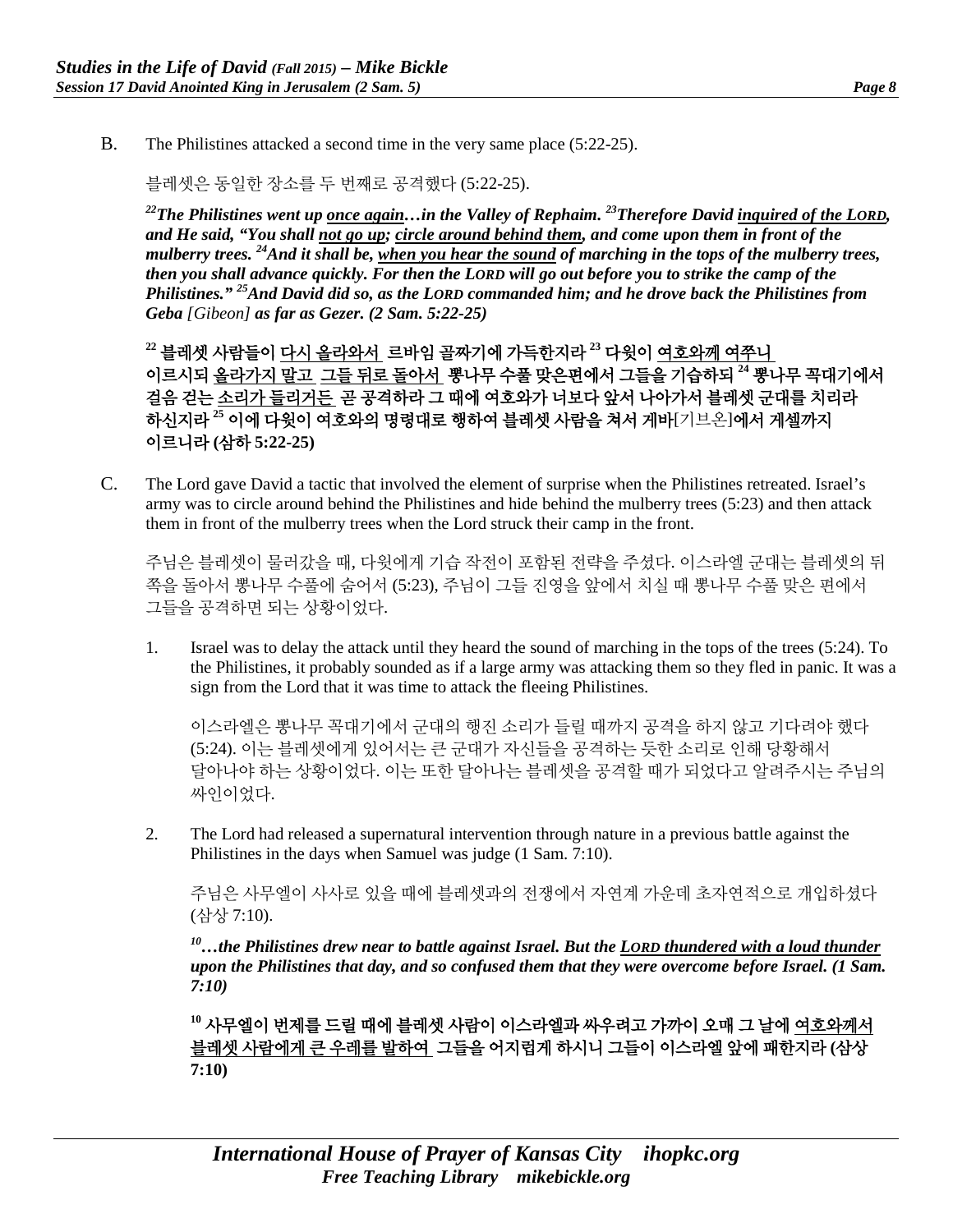B. The Philistines attacked a second time in the very same place (5:22-25).

블레셋은 동일한 장소를 두 번째로 공격했다 (5:22-25).

***[22]The Philistines went up <u>once again</u>…in the Valley of Rephaim. [23]Therefore David <u>inquired of the LORD</u>, and He said, "You shall <u>not go up</u>; <u>circle around behind them</u>, and come upon them in front of the mulberry trees. [24]And it shall be, <u>when you hear the sound</u> of marching in the tops of the mulberry trees, then you shall advance quickly. For then the LORD will go out before you to strike the camp of the Philistines." [25]And David did so, as the LORD commanded him; and he drove back the Philistines from Geba*** *[Gibeon]* ***as far as Gezer. (2 Sam. 5:22-25)***

**[22] 블레셋 사람들이 <u>다시 올라와서</u> 르바임 골짜기에 가득한지라 [23] 다윗이 <u>여호와께 여쭈니</u> 이르시되 <u>올라가지 말고</u> <u>그들 뒤로 돌아서</u> 뽕나무 수풀 맞은편에서 그들을 기습하되 [24] 뽕나무 꼭대기에서 걸음 걷는 <u>소리가 들리거든</u> 곧 공격하라 그 때에 여호와가 너보다 앞서 나아가서 블레셋 군대를 치리라 하신지라 [25] 이에 다윗이 여호와의 명령대로 행하여 블레셋 사람을 쳐서 게바**[기브온]**에서 게셀까지 이르니라 (삼하 5:22-25)**

C. The Lord gave David a tactic that involved the element of surprise when the Philistines retreated. Israel's army was to circle around behind the Philistines and hide behind the mulberry trees (5:23) and then attack them in front of the mulberry trees when the Lord struck their camp in the front.

주님은 블레셋이 물러갔을 때, 다윗에게 기습 작전이 포함된 전략을 주셨다. 이스라엘 군대는 블레셋의 뒤쪽을 돌아서 뽕나무 수풀에 숨어서 (5:23), 주님이 그들 진영을 앞에서 치실 때 뽕나무 수풀 맞은 편에서 그들을 공격하면 되는 상황이었다.

1. Israel was to delay the attack until they heard the sound of marching in the tops of the trees (5:24). To the Philistines, it probably sounded as if a large army was attacking them so they fled in panic. It was a sign from the Lord that it was time to attack the fleeing Philistines.

   이스라엘은 뽕나무 꼭대기에서 군대의 행진 소리가 들릴 때까지 공격을 하지 않고 기다려야 했다 (5:24). 이는 블레셋에게 있어서는 큰 군대가 자신들을 공격하는 듯한 소리로 인해 당황해서 달아나야 하는 상황이었다. 이는 또한 달아나는 블레셋을 공격할 때가 되었다고 알려주시는 주님의 싸인이었다.

2. The Lord had released a supernatural intervention through nature in a previous battle against the Philistines in the days when Samuel was judge (1 Sam. 7:10).

   주님은 사무엘이 사사로 있을 때에 블레셋과의 전쟁에서 자연계 가운데 초자연적으로 개입하셨다 (삼상 7:10).

   ***[10]…the Philistines drew near to battle against Israel. But the <u>LORD thundered with a loud thunder</u> upon the Philistines that day, and so confused them that they were overcome before Israel. (1 Sam. 7:10)***

   **[10] 사무엘이 번제를 드릴 때에 블레셋 사람이 이스라엘과 싸우려고 가까이 오매 그 날에 <u>여호와께서 블레셋 사람에게 큰 우레를 발하여</u> 그들을 어지럽게 하시니 그들이 이스라엘 앞에 패한지라 (삼상 7:10)**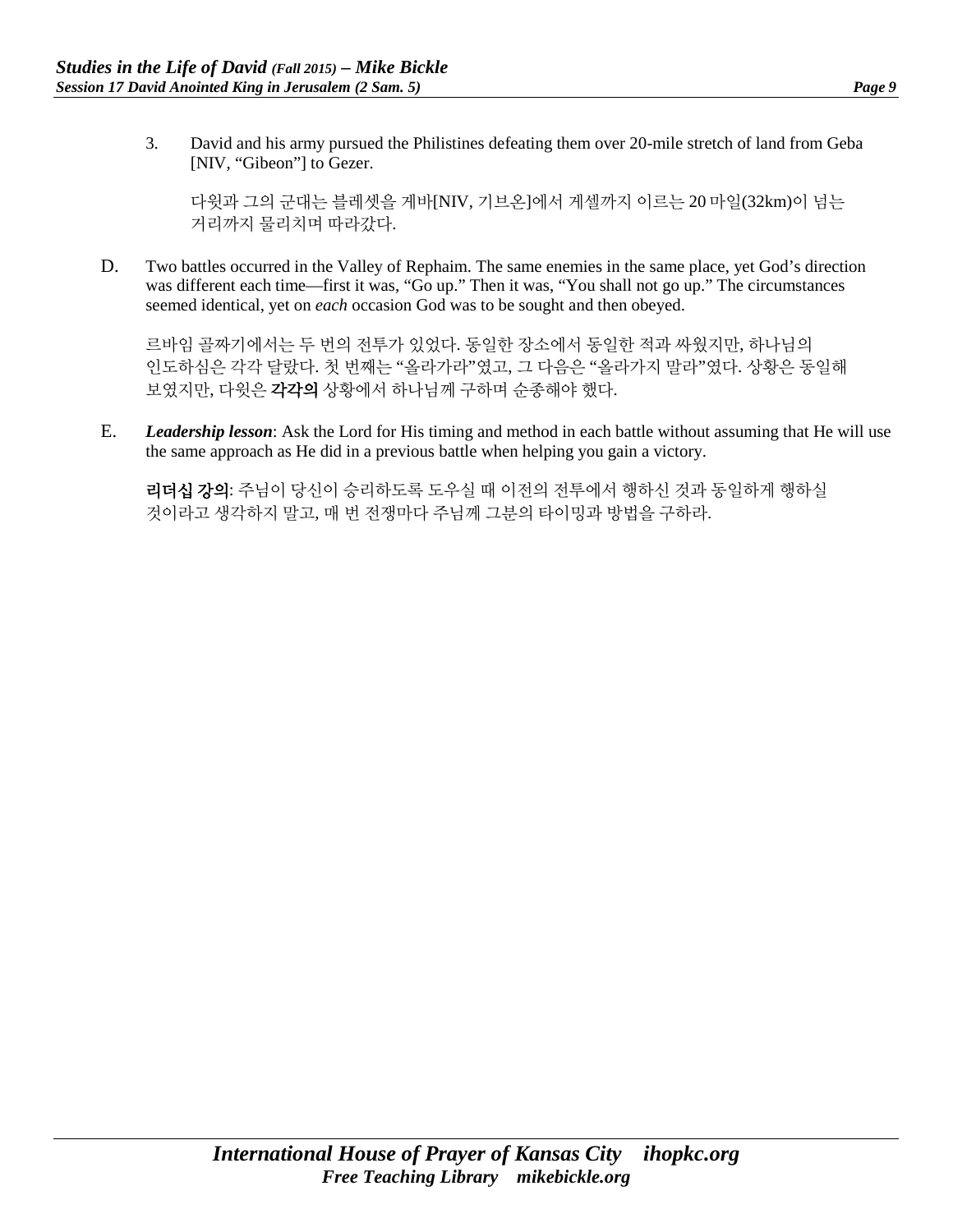3. David and his army pursued the Philistines defeating them over 20-mile stretch of land from Geba [NIV, "Gibeon"] to Gezer.

   다윗과 그의 군대는 블레셋을 게바[NIV, 기브온]에서 게셀까지 이르는 20 마일(32km)이 넘는 거리까지 물리치며 따라갔다.

D. Two battles occurred in the Valley of Rephaim. The same enemies in the same place, yet God's direction was different each time—first it was, "Go up." Then it was, "You shall not go up." The circumstances seemed identical, yet on *each* occasion God was to be sought and then obeyed.

   르바임 골짜기에서는 두 번의 전투가 있었다. 동일한 장소에서 동일한 적과 싸웠지만, 하나님의 인도하심은 각각 달랐다. 첫 번째는 "올라가라"였고, 그 다음은 "올라가지 말라"였다. 상황은 동일해 보였지만, 다윗은 **각각의** 상황에서 하나님께 구하며 순종해야 했다.

E. ***Leadership lesson***: Ask the Lord for His timing and method in each battle without assuming that He will use the same approach as He did in a previous battle when helping you gain a victory.

   **리더십 강의**: 주님이 당신이 승리하도록 도우실 때 이전의 전투에서 행하신 것과 동일하게 행하실 것이라고 생각하지 말고, 매 번 전쟁마다 주님께 그분의 타이밍과 방법을 구하라.